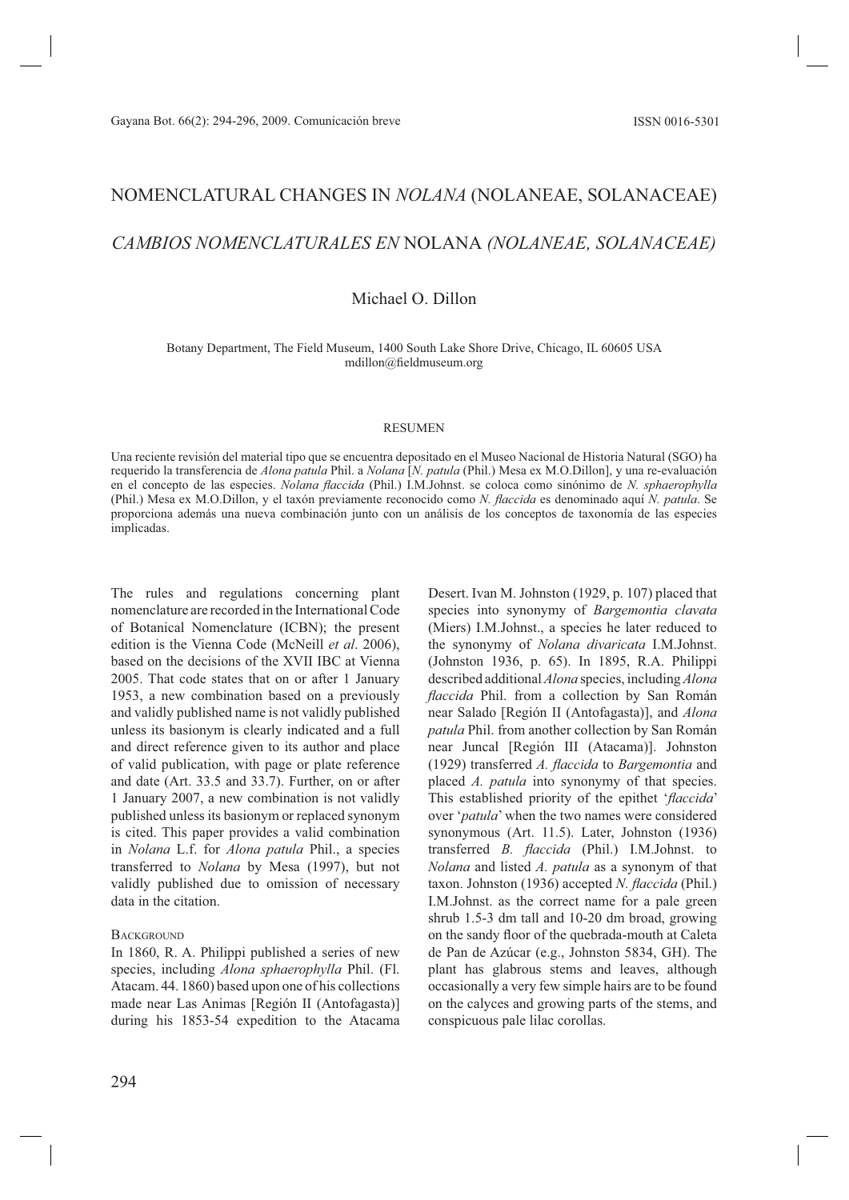# NOMENCLATURAL CHANGES IN *NOLANA* (NOLANEAE, SOLANACEAE)

## *CAMBIOS NOMENCLATURALES EN* NOLANA *(NOLANEAE, SOLANACEAE)*

Michael O. Dillon

Botany Department, The Field Museum, 1400 South Lake Shore Drive, Chicago, IL 60605 USA
mdillon@fieldmuseum.org

### RESUMEN

Una reciente revisión del material tipo que se encuentra depositado en el Museo Nacional de Historia Natural (SGO) ha requerido la transferencia de *Alona patula* Phil. a *Nolana* [*N. patula* (Phil.) Mesa ex M.O.Dillon], y una re-evaluación en el concepto de las especies. *Nolana flaccida* (Phil.) I.M.Johnst. se coloca como sinónimo de *N. sphaerophylla* (Phil.) Mesa ex M.O.Dillon, y el taxón previamente reconocido como *N. flaccida* es denominado aquí *N. patula*. Se proporciona además una nueva combinación junto con un análisis de los conceptos de taxonomía de las especies implicadas.

The rules and regulations concerning plant nomenclature are recorded in the International Code of Botanical Nomenclature (ICBN); the present edition is the Vienna Code (McNeill *et al*. 2006), based on the decisions of the XVII IBC at Vienna 2005. That code states that on or after 1 January 1953, a new combination based on a previously and validly published name is not validly published unless its basionym is clearly indicated and a full and direct reference given to its author and place of valid publication, with page or plate reference and date (Art. 33.5 and 33.7). Further, on or after 1 January 2007, a new combination is not validly published unless its basionym or replaced synonym is cited. This paper provides a valid combination in *Nolana* L.f. for *Alona patula* Phil., a species transferred to *Nolana* by Mesa (1997), but not validly published due to omission of necessary data in the citation.

### Background

In 1860, R. A. Philippi published a series of new species, including *Alona sphaerophylla* Phil. (Fl. Atacam. 44. 1860) based upon one of his collections made near Las Animas [Región II (Antofagasta)] during his 1853-54 expedition to the Atacama Desert. Ivan M. Johnston (1929, p. 107) placed that species into synonymy of *Bargemontia clavata* (Miers) I.M.Johnst., a species he later reduced to the synonymy of *Nolana divaricata* I.M.Johnst. (Johnston 1936, p. 65). In 1895, R.A. Philippi described additional *Alona* species, including *Alona flaccida* Phil. from a collection by San Román near Salado [Región II (Antofagasta)], and *Alona patula* Phil. from another collection by San Román near Juncal [Región III (Atacama)]. Johnston (1929) transferred *A. flaccida* to *Bargemontia* and placed *A. patula* into synonymy of that species. This established priority of the epithet '*flaccida*' over '*patula*' when the two names were considered synonymous (Art. 11.5). Later, Johnston (1936) transferred *B. flaccida* (Phil.) I.M.Johnst. to *Nolana* and listed *A. patula* as a synonym of that taxon. Johnston (1936) accepted *N. flaccida* (Phil.) I.M.Johnst. as the correct name for a pale green shrub 1.5-3 dm tall and 10-20 dm broad, growing on the sandy floor of the quebrada-mouth at Caleta de Pan de Azúcar (e.g., Johnston 5834, GH). The plant has glabrous stems and leaves, although occasionally a very few simple hairs are to be found on the calyces and growing parts of the stems, and conspicuous pale lilac corollas.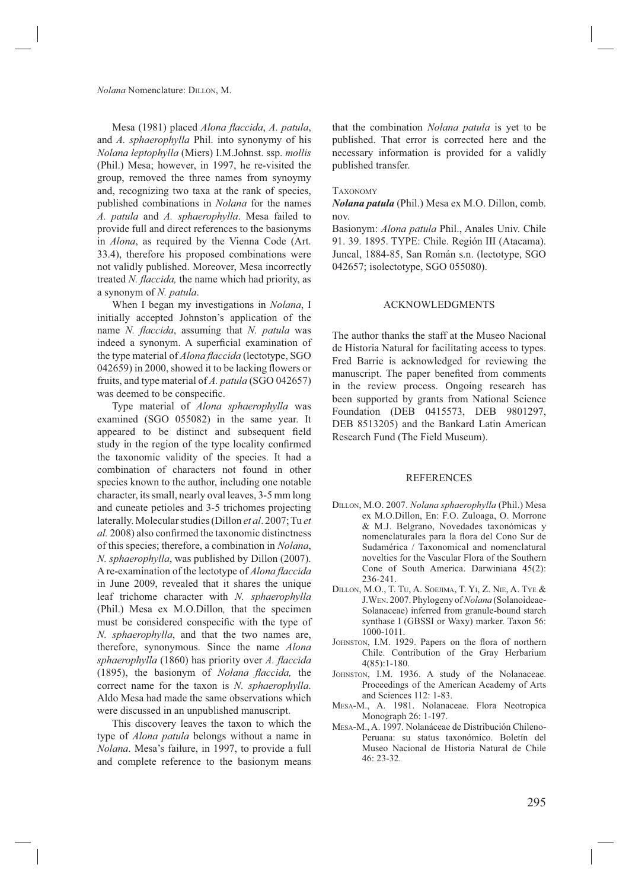Mesa (1981) placed *Alona flaccida*, *A. patula*, and *A. sphaerophylla* Phil. into synonymy of his *Nolana leptophylla* (Miers) I.M.Johnst. ssp. *mollis* (Phil.) Mesa; however, in 1997, he re-visited the group, removed the three names from synoymy and, recognizing two taxa at the rank of species, published combinations in *Nolana* for the names *A. patula* and *A. sphaerophylla*. Mesa failed to provide full and direct references to the basionyms in *Alona*, as required by the Vienna Code (Art. 33.4), therefore his proposed combinations were not validly published. Moreover, Mesa incorrectly treated *N. flaccida,* the name which had priority, as a synonym of *N. patula*.

When I began my investigations in *Nolana*, I initially accepted Johnston's application of the name *N. flaccida*, assuming that *N. patula* was indeed a synonym. A superficial examination of the type material of *Alona flaccida* (lectotype, SGO 042659) in 2000, showed it to be lacking flowers or fruits, and type material of *A. patula* (SGO 042657) was deemed to be conspecific.

Type material of *Alona sphaerophylla* was examined (SGO 055082) in the same year. It appeared to be distinct and subsequent field study in the region of the type locality confirmed the taxonomic validity of the species. It had a combination of characters not found in other species known to the author, including one notable character, its small, nearly oval leaves, 3-5 mm long and cuneate petioles and 3-5 trichomes projecting laterally. Molecular studies (Dillon *et al*. 2007; Tu *et al.* 2008) also confirmed the taxonomic distinctness of this species; therefore, a combination in *Nolana*, *N. sphaerophylla*, was published by Dillon (2007). A re-examination of the lectotype of *Alona flaccida* in June 2009, revealed that it shares the unique leaf trichome character with *N. sphaerophylla* (Phil.) Mesa ex M.O.Dillon*,* that the specimen must be considered conspecific with the type of *N. sphaerophylla*, and that the two names are, therefore, synonymous. Since the name *Alona sphaerophylla* (1860) has priority over *A. flaccida* (1895), the basionym of *Nolana flaccida,* the correct name for the taxon is *N. sphaerophylla*. Aldo Mesa had made the same observations which were discussed in an unpublished manuscript.

This discovery leaves the taxon to which the type of *Alona patula* belongs without a name in *Nolana*. Mesa's failure, in 1997, to provide a full and complete reference to the basionym means that the combination *Nolana patula* is yet to be published. That error is corrected here and the necessary information is provided for a validly published transfer.

## Taxonomy

***Nolana patula*** (Phil.) Mesa ex M.O. Dillon, comb. nov.

Basionym: *Alona patula* Phil., Anales Univ. Chile 91. 39. 1895. TYPE: Chile. Región III (Atacama). Juncal, 1884-85, San Román s.n. (lectotype, SGO 042657; isolectotype, SGO 055080).

## ACKNOWLEDGMENTS

The author thanks the staff at the Museo Nacional de Historia Natural for facilitating access to types. Fred Barrie is acknowledged for reviewing the manuscript. The paper benefited from comments in the review process. Ongoing research has been supported by grants from National Science Foundation (DEB 0415573, DEB 9801297, DEB 8513205) and the Bankard Latin American Research Fund (The Field Museum).

## REFERENCES

Dillon, M.O. 2007. *Nolana sphaerophylla* (Phil.) Mesa ex M.O.Dillon, En: F.O. Zuloaga, O. Morrone & M.J. Belgrano, Novedades taxonómicas y nomenclaturales para la flora del Cono Sur de Sudamérica / Taxonomical and nomenclatural novelties for the Vascular Flora of the Southern Cone of South America. Darwiniana 45(2): 236-241.

Dillon, M.O., T. Tu, A. Soejima, T. Yi, Z. Nie, A. Tye & J.Wen. 2007. Phylogeny of *Nolana* (Solanoideae-Solanaceae) inferred from granule-bound starch synthase I (GBSSI or Waxy) marker. Taxon 56: 1000-1011.

Johnston, I.M. 1929. Papers on the flora of northern Chile. Contribution of the Gray Herbarium 4(85):1-180.

Johnston, I.M. 1936. A study of the Nolanaceae. Proceedings of the American Academy of Arts and Sciences 112: 1-83.

Mesa-M., A. 1981. Nolanaceae. Flora Neotropica Monograph 26: 1-197.

Mesa-M., A. 1997. Nolanáceae de Distribución Chileno-Peruana: su status taxonómico. Boletín del Museo Nacional de Historia Natural de Chile 46: 23-32.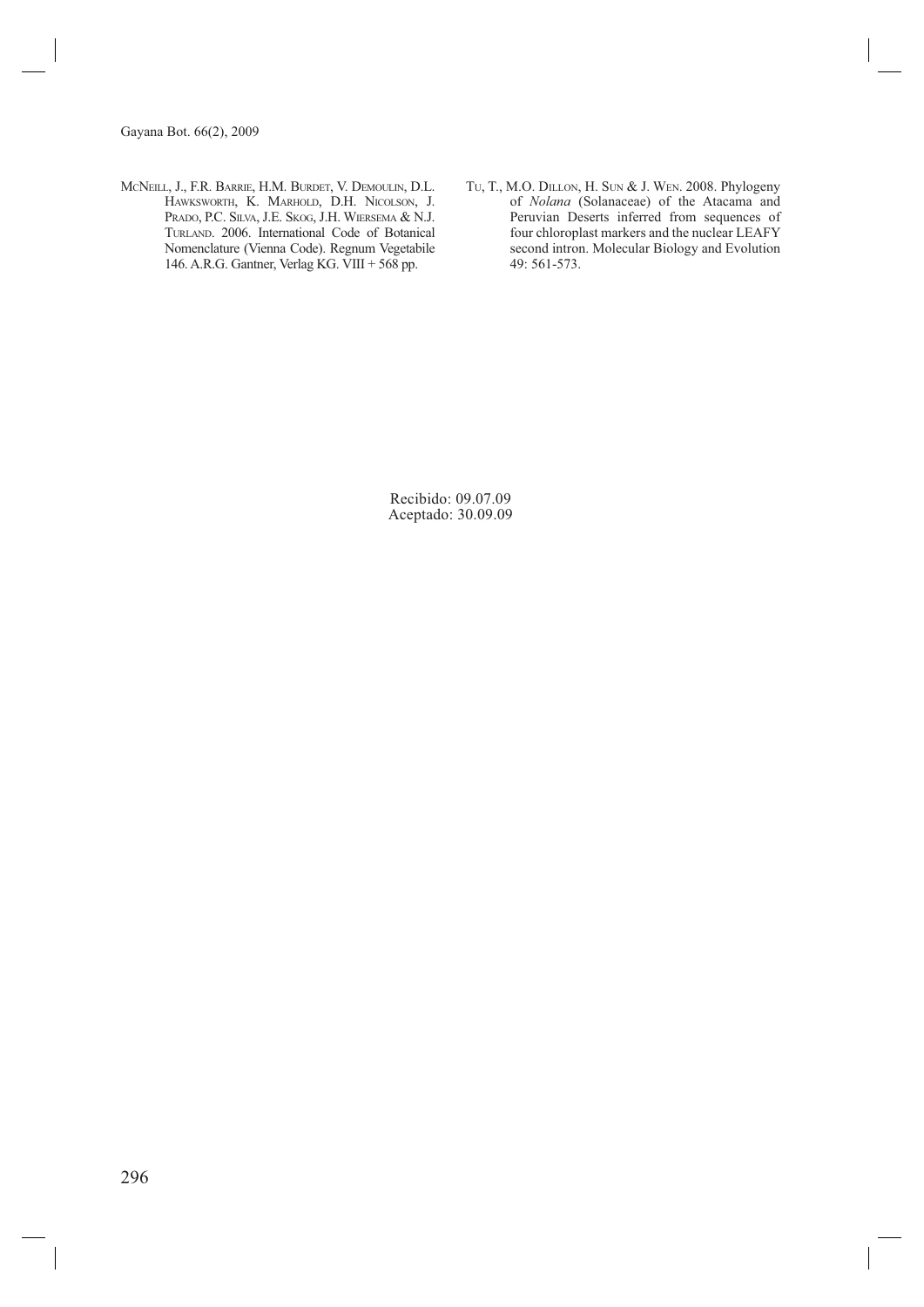McNeill, J., F.R. Barrie, H.M. Burdet, V. Demoulin, D.L. Hawksworth, K. Marhold, D.H. Nicolson, J. Prado, P.C. Silva, J.E. Skog, J.H. Wiersema & N.J. Turland. 2006. International Code of Botanical Nomenclature (Vienna Code). Regnum Vegetabile 146. A.R.G. Gantner, Verlag KG. VIII + 568 pp.

Tu, T., M.O. Dillon, H. Sun & J. Wen. 2008. Phylogeny of *Nolana* (Solanaceae) of the Atacama and Peruvian Deserts inferred from sequences of four chloroplast markers and the nuclear LEAFY second intron. Molecular Biology and Evolution 49: 561-573.

Recibido: 09.07.09
Aceptado: 30.09.09